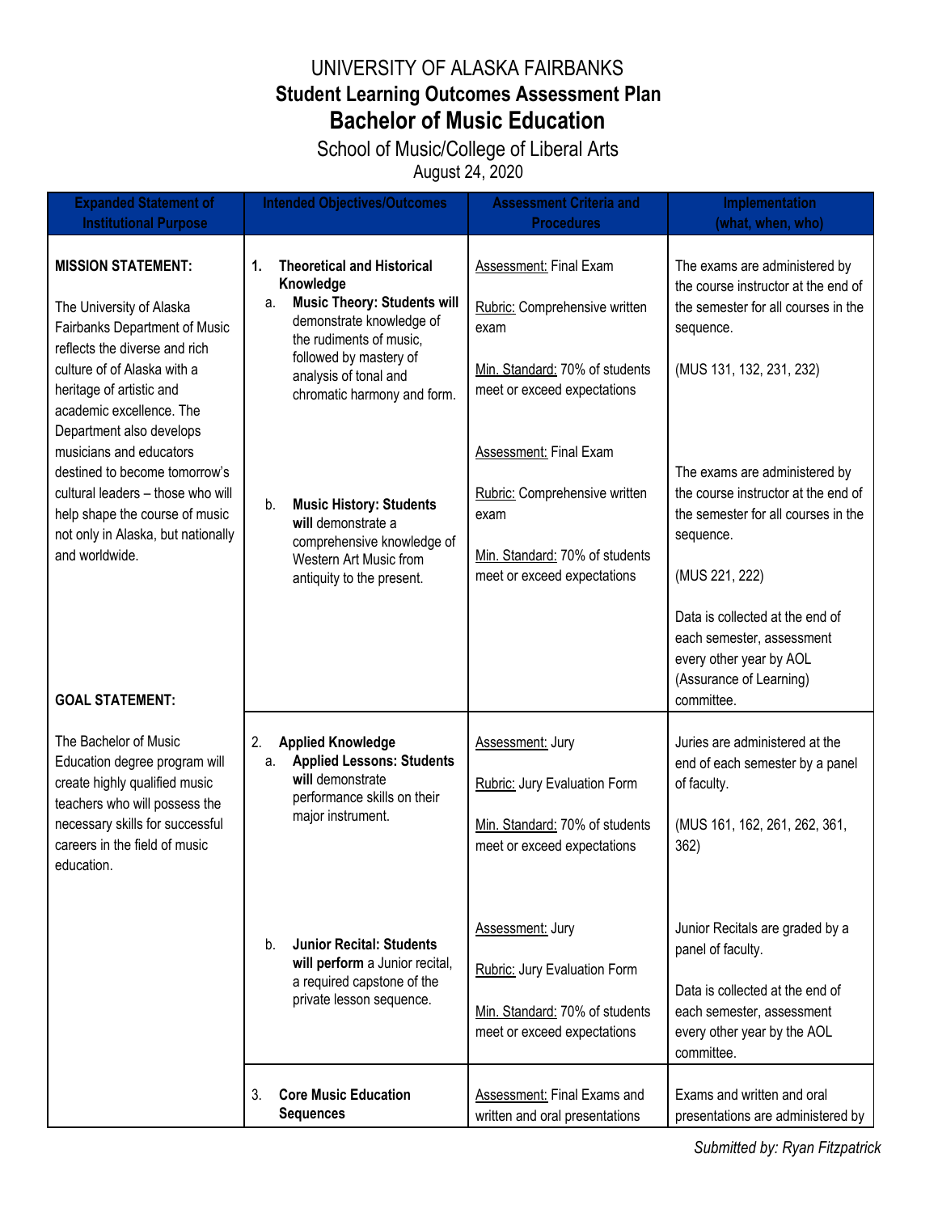# UNIVERSITY OF ALASKA FAIRBANKS
## Student Learning Outcomes Assessment Plan
## Bachelor of Music Education

School of Music/College of Liberal Arts

August 24, 2020

| Expanded Statement of Institutional Purpose | Intended Objectives/Outcomes | Assessment Criteria and Procedures | Implementation (what, when, who) |
|---|---|---|---|
| **MISSION STATEMENT:**<br><br>The University of Alaska Fairbanks Department of Music reflects the diverse and rich culture of of Alaska with a heritage of artistic and academic excellence. The Department also develops musicians and educators destined to become tomorrow's cultural leaders – those who will help shape the course of music not only in Alaska, but nationally and worldwide. | **1. Theoretical and Historical Knowledge**<br>a. **Music Theory: Students will** demonstrate knowledge of the rudiments of music, followed by mastery of analysis of tonal and chromatic harmony and form. | Assessment: Final Exam<br><br>Rubric: Comprehensive written exam<br><br>Min. Standard: 70% of students meet or exceed expectations | The exams are administered by the course instructor at the end of the semester for all courses in the sequence.<br><br>(MUS 131, 132, 231, 232) |
| | b. **Music History: Students will** demonstrate a comprehensive knowledge of Western Art Music from antiquity to the present. | Assessment: Final Exam<br><br>Rubric: Comprehensive written exam<br><br>Min. Standard: 70% of students meet or exceed expectations | The exams are administered by the course instructor at the end of the semester for all courses in the sequence.<br><br>(MUS 221, 222)<br><br>Data is collected at the end of each semester, assessment every other year by AOL (Assurance of Learning) committee. |
| **GOAL STATEMENT:**<br><br>The Bachelor of Music Education degree program will create highly qualified music teachers who will possess the necessary skills for successful careers in the field of music education. | 2. **Applied Knowledge**<br>a. **Applied Lessons: Students will** demonstrate performance skills on their major instrument. | Assessment: Jury<br><br>Rubric: Jury Evaluation Form<br><br>Min. Standard: 70% of students meet or exceed expectations | Juries are administered at the end of each semester by a panel of faculty.<br><br>(MUS 161, 162, 261, 262, 361, 362) |
| | b. **Junior Recital: Students will perform** a Junior recital, a required capstone of the private lesson sequence. | Assessment: Jury<br><br>Rubric: Jury Evaluation Form<br><br>Min. Standard: 70% of students meet or exceed expectations | Junior Recitals are graded by a panel of faculty.<br><br>Data is collected at the end of each semester, assessment every other year by the AOL committee. |
| | 3. **Core Music Education Sequences** | Assessment: Final Exams and written and oral presentations | Exams and written and oral presentations are administered by |

*Submitted by: Ryan Fitzpatrick*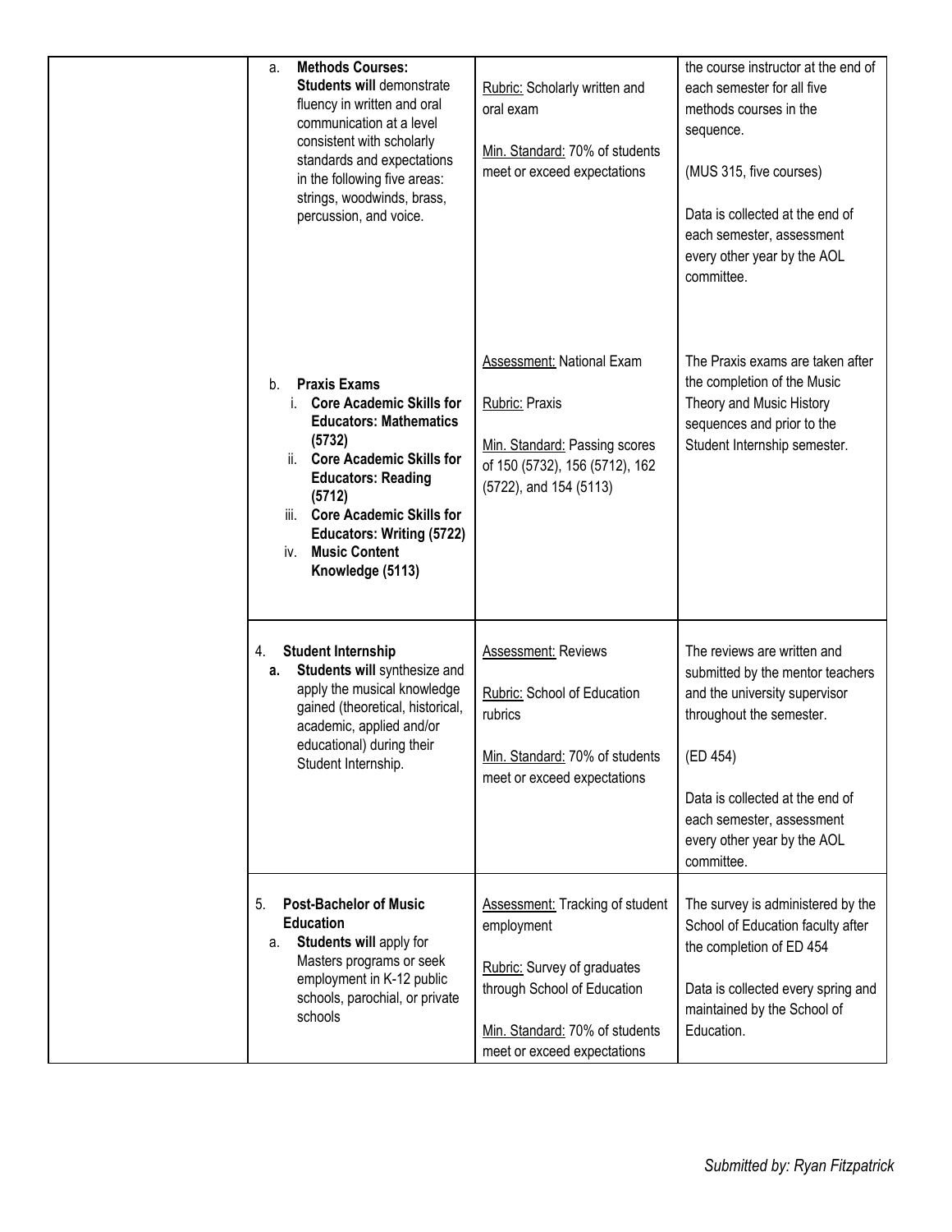| | | | |
|---|---|---|---|
| | a. **Methods Courses:** **Students will** demonstrate fluency in written and oral communication at a level consistent with scholarly standards and expectations in the following five areas: strings, woodwinds, brass, percussion, and voice. | Rubric: Scholarly written and oral exam<br><br>Min. Standard: 70% of students meet or exceed expectations | the course instructor at the end of each semester for all five methods courses in the sequence.<br><br>(MUS 315, five courses)<br><br>Data is collected at the end of each semester, assessment every other year by the AOL committee. |
| | b. **Praxis Exams**<br>i. **Core Academic Skills for Educators: Mathematics (5732)**<br>ii. **Core Academic Skills for Educators: Reading (5712)**<br>iii. **Core Academic Skills for Educators: Writing (5722)**<br>iv. **Music Content Knowledge (5113)** | Assessment: National Exam<br><br>Rubric: Praxis<br><br>Min. Standard: Passing scores of 150 (5732), 156 (5712), 162 (5722), and 154 (5113) | The Praxis exams are taken after the completion of the Music Theory and Music History sequences and prior to the Student Internship semester. |
| | 4. **Student Internship**<br>**a. Students will** synthesize and apply the musical knowledge gained (theoretical, historical, academic, applied and/or educational) during their Student Internship. | Assessment: Reviews<br><br>Rubric: School of Education rubrics<br><br>Min. Standard: 70% of students meet or exceed expectations | The reviews are written and submitted by the mentor teachers and the university supervisor throughout the semester.<br><br>(ED 454)<br><br>Data is collected at the end of each semester, assessment every other year by the AOL committee. |
| | 5. **Post-Bachelor of Music Education**<br>a. **Students will** apply for Masters programs or seek employment in K-12 public schools, parochial, or private schools | Assessment: Tracking of student employment<br><br>Rubric: Survey of graduates through School of Education<br><br>Min. Standard: 70% of students meet or exceed expectations | The survey is administered by the School of Education faculty after the completion of ED 454<br><br>Data is collected every spring and maintained by the School of Education. |

*Submitted by: Ryan Fitzpatrick*